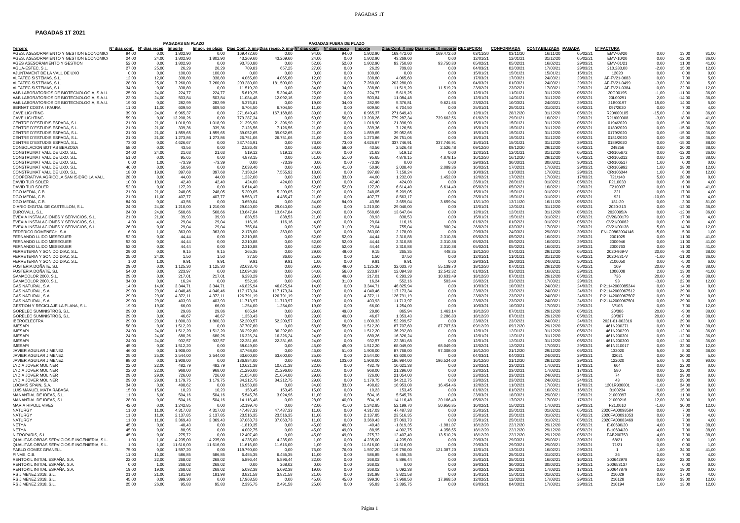# PAGADAS 1T 2021

| Tercero | PAGADAS EN PLAZO | | | | | | PAGADAS FUERA DE PLAZO | | | | | | | | | | | | | |
|---|---|---|---|---|---|---|---|---|---|---|---|---|---|---|---|---|---|---|---|---|
| | Nº días conf. | Nº días recep | Importe | Impor. en plazo | Días Conf. X imp | Días recep. X imp | Nº días conf. | Nº días recep | Importe | Días Conf. X imp | Días recep. X importe | RECEPCION | CONFORMADA | CONTABILIZADA | PAGADA | Nº FACTURA | | | |
| AGES, ASESORAMIENTO Y GESTION ECONOMIC/ | 94,00 | 0,00 | 1.802,90 | 0,00 | 169.472,60 | 0,00 | 94,00 | 94,00 | 1.802,90 | 169.472,60 | 169.472,60 | 03/11/20 | 03/11/20 | 16/11/20 | 05/02/21 | EMV-08/20 | 0,00 | 13,00 | 81,00 |
| AGES, ASESORAMIENTO Y GESTION ECONOMIC/ | 24,00 | 24,00 | 1.802,90 | 1.802,90 | 43.269,60 | 43.269,60 | 24,00 | 0,00 | 1.802,90 | 43.269,60 | 0,00 | 12/01/21 | 12/01/21 | 31/12/20 | 05/02/21 | EMV-10/20 | 0,00 | -12,00 | 36,00 |
| AGES ASESORAMIENTO Y GESTION | 52,00 | 0,00 | 1.802,90 | 0,00 | 93.750,80 | 0,00 | 52,00 | 52,00 | 1.802,90 | 93.750,80 | 93.750,80 | 05/02/21 | 05/02/21 | 16/02/21 | 29/03/21 | EMV-01/21 | 0,00 | 11,00 | 41,00 |
| AGUA-ESTEC, S.L. | 27,00 | 25,00 | 26,29 | 26,29 | 709,83 | 657,25 | 27,00 | 0,00 | 26,29 | 709,83 | 0,00 | 04/03/21 | 02/03/21 | 17/03/21 | 29/03/21 | 210.283,00 | -2,00 | 15,00 | 12,00 |
| AJUNTAMENT DE LA VALL DE UXO | 0,00 | 0,00 | 100,00 | 100,00 | 0,00 | 0,00 | 0,00 | 0,00 | 100,00 | 0,00 | 0,00 | 15/01/21 | 15/01/21 | 15/01/21 | 15/01/21 | 12020 | 0,00 | 0,00 | 0,00 |
| ALFATEC SISTEMAS, S.L. | 12,00 | 12,00 | 338,80 | 338,80 | 4.065,60 | 4.065,60 | 12,00 | 0,00 | 338,80 | 4.065,60 | 0,00 | 17/03/21 | 17/03/21 | 24/03/21 | 29/03/21 | AF-FV21-0683 | 0,00 | 7,00 | 5,00 |
| ALFATEC SISTEMAS, S.L. | 28,00 | 25,00 | 7.260,00 | 7.260,00 | 203.280,00 | 181.500,00 | 28,00 | 0,00 | 7.260,00 | 203.280,00 | 0,00 | 04/03/21 | 01/03/21 | 24/03/21 | 29/03/21 | AF-FV21-0499 | -3,00 | 23,00 | 5,00 |
| ALFATEC SISTEMAS, S.L. | 34,00 | 0,00 | 338,80 | 0,00 | 11.519,20 | 0,00 | 34,00 | 34,00 | 338,80 | 11.519,20 | 11.519,20 | 23/02/21 | 23/02/21 | 17/03/21 | 29/03/21 | AF-FV21-0384 | 0,00 | 22,00 | 12,00 |
| A&B LABORATORIOS DE BIOTECNOLOGIA, S.A.U. | 25,00 | 24,00 | 224,77 | 224,77 | 5.619,25 | 5.394,48 | 25,00 | 0,00 | 224,77 | 5.619,25 | 0,00 | 12/01/21 | 11/01/21 | 31/12/20 | 05/02/21 | 20G00195 | -1,00 | -11,00 | 36,00 |
| A&B LABORATORIOS DE BIOTECNOLOGIA, S.A.U. | 22,00 | 24,00 | 503,84 | 503,84 | 11.084,48 | 12.092,16 | 22,00 | 0,00 | 503,84 | 11.084,48 | 0,00 | 12/01/21 | 14/01/21 | 31/12/20 | 05/02/21 | 20L00291 | 2,00 | -14,00 | 36,00 |
| A&B LABORATORIOS DE BIOTECNOLOGIA, S.A.U. | 19,00 | 0,00 | 282,99 | 282,99 | 5.376,81 | 0,00 | 19,00 | 34,00 | 282,99 | 5.376,81 | 9.621,66 | 23/02/21 | 10/03/21 | 24/03/21 | 29/03/21 | 21B00197 | 15,00 | 14,00 | 5,00 |
| BERNAT COSTA I FAURA | 11,00 | 11,00 | 609,50 | 609,50 | 6.704,50 | 6.704,50 | 11,00 | 0,00 | 609,50 | 6.704,50 | 0,00 | 25/01/21 | 25/01/21 | 01/02/21 | 05/02/21 | 097/2020 | 0,00 | 7,00 | 4,00 |
| CAVE LIGHTING | 39,00 | 24,00 | 6.965,37 | 0,00 | 271.649,43 | 167.168,88 | 39,00 | 0,00 | 6.965,37 | 271.649,43 | 0,00 | 12/01/21 | 28/12/20 | 31/12/20 | 05/02/21 | R20/000105 | -15,00 | 3,00 | 36,00 |
| CAVE LIGHTING | 59,00 | 0,00 | 13.208,26 | 0,00 | 779.287,34 | 0,00 | 59,00 | 56,00 | 13.208,26 | 779.287,34 | 739.662,56 | 01/02/21 | 29/01/21 | 16/02/21 | 29/03/21 | R21/000008 | -3,00 | 18,00 | 41,00 |
| CENTRE D'ESTUDIS ESPADÀ, S.L. | 21,00 | 21,00 | 1.018,90 | 1.018,90 | 21.396,90 | 21.396,90 | 21,00 | 0,00 | 1.018,90 | 21.396,90 | 0,00 | 15/01/21 | 15/01/21 | 31/12/20 | 05/02/21 | 0194/2020 | 0,00 | -15,00 | 36,00 |
| CENTRE D'ESTUDIS ESPADÀ, S.L. | 21,00 | 21,00 | 339,36 | 339,36 | 7.126,56 | 7.126,56 | 21,00 | 0,00 | 339,36 | 7.126,56 | 0,00 | 15/01/21 | 15/01/21 | 31/12/20 | 05/02/21 | 0180/2020 | 0,00 | -15,00 | 36,00 |
| CENTRE D'ESTUDIS ESPADÀ, S.L. | 21,00 | 21,00 | 1.859,65 | 1.859,65 | 39.052,65 | 39.052,65 | 21,00 | 0,00 | 1.859,65 | 39.052,65 | 0,00 | 15/01/21 | 15/01/21 | 31/12/20 | 05/02/21 | 0179/2020 | 0,00 | -15,00 | 36,00 |
| CENTRE D'ESTUDIS ESPADÀ, S.L. | 21,00 | 21,00 | 1.273,86 | 1.273,86 | 26.751,06 | 26.751,06 | 21,00 | 0,00 | 1.273,86 | 26.751,06 | 0,00 | 15/01/21 | 15/01/21 | 31/12/20 | 05/02/21 | 0181/2020 | 0,00 | -15,00 | 36,00 |
| CENTRE D'ESTUDIS ESPADÀ, S.L. | 73,00 | 0,00 | 4.626,67 | 0,00 | 337.746,91 | 0,00 | 73,00 | 73,00 | 4.626,67 | 337.746,91 | 337.746,91 | 15/01/21 | 15/01/21 | 31/12/20 | 29/03/21 | 0189/2020 | 0,00 | -15,00 | 88,00 |
| CONSOLACION BOTIAS BERZOSA | 58,00 | 0,00 | 43,56 | 0,00 | 2.526,48 | 0,00 | 58,00 | 58,00 | 43,56 | 2.526,48 | 2.526,48 | 09/12/20 | 09/12/20 | 29/12/20 | 05/02/21 | 249256 | 0,00 | 20,00 | 38,00 |
| CONSTRUMAT VALL DE UXO, S.L. | 24,00 | 24,00 | 21,63 | 21,63 | 519,12 | 519,12 | 24,00 | 0,00 | 21,63 | 519,12 | 0,00 | 12/01/21 | 12/01/21 | 31/12/20 | 05/02/21 | CR/105672 | 0,00 | -12,00 | 36,00 |
| CONSTRUMAT VALL DE UXO, S.L. | 51,00 | 0,00 | 95,65 | 0,00 | 4.878,15 | 0,00 | 51,00 | 51,00 | 95,65 | 4.878,15 | 4.878,15 | 16/12/20 | 16/12/20 | 29/12/20 | 05/02/21 | CR/105312 | 0,00 | 13,00 | 38,00 |
| CONSTRUMAT VALL DE UXO, S.L. | 0,00 | 1,00 | -73,39 | -73,39 | 0,00 | -73,39 | 0,00 | 0,00 | -73,39 | 0,00 | 0,00 | 29/03/21 | 30/03/21 | 30/03/21 | 30/03/21 | CR/106517 | 1,00 | 0,00 | 0,00 |
| CONSTRUMAT VALL DE UXO, S.L. | 40,00 | 0,00 | 50,96 | 0,00 | 2.038,40 | 0,00 | 40,00 | 41,00 | 50,96 | 2.038,40 | 2.089,36 | 16/02/21 | 17/02/21 | 17/03/21 | 29/03/21 | CR/105992 | 1,00 | 28,00 | 12,00 |
| CONSTRUMAT VALL DE UXO, S.L. | 18,00 | 19,00 | 397,68 | 397,68 | 7.158,24 | 7.555,92 | 18,00 | 0,00 | 397,68 | 7.158,24 | 0,00 | 10/03/21 | 11/03/21 | 17/03/21 | 29/03/21 | CR/106344 | 1,00 | 6,00 | 12,00 |
| COOPERATIVA AGRICOLA SAN ISIDRO LA VALL | 28,00 | 0,00 | 44,00 | 44,00 | 1.232,00 | 0,00 | 28,00 | 33,00 | 44,00 | 1.232,00 | 1.452,00 | 12/02/21 | 17/02/21 | 17/03/21 | 17/03/21 | T21/148 | 5,00 | 28,00 | 0,00 |
| DAVID TUR SOLER | 10,00 | 10,00 | 42,40 | 42,40 | 424,00 | 424,00 | 10,00 | 0,00 | 42,40 | 424,00 | 0,00 | 26/01/21 | 26/01/21 | 01/02/21 | 05/02/21 | F21.0033 | 0,00 | 6,00 | 4,00 |
| DAVID TUR SOLER | 52,00 | 0,00 | 127,20 | 0,00 | 6.614,40 | 0,00 | 52,00 | 52,00 | 127,20 | 6.614,40 | 6.614,40 | 05/02/21 | 05/02/21 | 16/02/21 | 29/03/21 | F210037 | 0,00 | 11,00 | 41,00 |
| DGO MEDIA, C.B. | 21,00 | 21,00 | 248,05 | 248,05 | 5.209,05 | 5.209,05 | 21,00 | 0,00 | 248,05 | 5.209,05 | 0,00 | 15/01/21 | 15/01/21 | 01/02/21 | 05/02/21 | 221 | 0,00 | 17,00 | 4,00 |
| DGO MEDIA, C.B. | 21,00 | 11,00 | 407,77 | 407,77 | 8.563,17 | 4.485,47 | 21,00 | 0,00 | 407,77 | 8.563,17 | 0,00 | 25/01/21 | 15/01/21 | 01/02/21 | 05/02/21 | 921 | -10,00 | 17,00 | 4,00 |
| DGO MEDIA, C.B. | 84,00 | 0,00 | 43,56 | 0,00 | 3.659,04 | 0,00 | 84,00 | 84,00 | 43,56 | 3.659,04 | 3.659,04 | 13/11/20 | 13/11/20 | 16/11/20 | 05/02/21 | 181-20 | 0,00 | 3,00 | 81,00 |
| DIARIO DIGITAL DE CASTELLON, S.L. | 24,00 | 24,00 | 1.210,00 | 1.210,00 | 29.040,00 | 29.040,00 | 24,00 | 0,00 | 1.210,00 | 29.040,00 | 0,00 | 12/01/21 | 12/01/21 | 31/12/20 | 05/02/21 | 2020-313 | 0,00 | -12,00 | 36,00 |
| EUROVALL, S.L. | 24,00 | 24,00 | 568,66 | 568,66 | 13.647,84 | 13.647,84 | 24,00 | 0,00 | 568,66 | 13.647,84 | 0,00 | 12/01/21 | 12/01/21 | 31/12/20 | 05/02/21 | 2020095/A | 0,00 | -12,00 | 36,00 |
| EVEXIA INSTALACIONES Y SERVICIOS, S.L. | 21,00 | 21,00 | 39,93 | 39,93 | 838,53 | 838,53 | 21,00 | 0,00 | 39,93 | 838,53 | 0,00 | 15/01/21 | 15/01/21 | 01/02/21 | 05/02/21 | CV20/00179 | 0,00 | 17,00 | 4,00 |
| EVEXIA INSTALACIONES Y SERVICIOS, S.L. | 4,00 | 4,00 | 29,04 | 29,04 | 116,16 | 116,16 | 4,00 | 0,00 | 29,04 | 116,16 | 0,00 | 01/02/21 | 01/02/21 | 01/02/21 | 05/02/21 | CV21/00062 | 0,00 | 0,00 | 4,00 |
| EVEXIA INSTALACIONES Y SERVICIOS, S.L. | 26,00 | 0,00 | 29,04 | 29,04 | 755,04 | 0,00 | 26,00 | 31,00 | 29,04 | 755,04 | 900,24 | 26/02/21 | 03/03/21 | 17/03/21 | 29/03/21 | CV21/00138 | 5,00 | 14,00 | 12,00 |
| FEDERICO DOMENECH, S.A. | 6,00 | 1,00 | 363,00 | 363,00 | 2.178,00 | 363,00 | 6,00 | 0,00 | 363,00 | 2.178,00 | 0,00 | 29/03/21 | 24/03/21 | 29/03/21 | 30/03/21 | FNLC0862004146 | -5,00 | 5,00 | 1,00 |
| FERNANDO LLIDO MESEGUER | 52,00 | 0,00 | 44,44 | 0,00 | 2.310,88 | 0,00 | 52,00 | 52,00 | 44,44 | 2.310,88 | 2.310,88 | 05/02/21 | 05/02/21 | 16/02/21 | 29/03/21 | 2001025 | 0,00 | 11,00 | 41,00 |
| FERNANDO LLIDO MESEGUER | 52,00 | 0,00 | 44,44 | 0,00 | 2.310,88 | 0,00 | 52,00 | 52,00 | 44,44 | 2.310,88 | 2.310,88 | 05/02/21 | 05/02/21 | 16/02/21 | 29/03/21 | 2000946 | 0,00 | 11,00 | 41,00 |
| FERNANDO LLIDO MESEGUER | 52,00 | 0,00 | 44,44 | 0,00 | 2.310,88 | 0,00 | 52,00 | 52,00 | 44,44 | 2.310,88 | 2.310,88 | 05/02/21 | 05/02/21 | 16/02/21 | 29/03/21 | 2000763 | 0,00 | 11,00 | 41,00 |
| FERRETERIA Y SONIDO DIAZ, S.L. | 29,00 | 0,00 | 9,15 | 9,15 | 265,35 | 0,00 | 29,00 | 49,00 | 9,15 | 265,35 | 448,35 | 18/12/20 | 07/01/21 | 29/12/20 | 05/02/21 | 2020-969-V | 20,00 | -9,00 | 38,00 |
| FERRETERIA Y SONIDO DIAZ, S.L. | 25,00 | 24,00 | 1,50 | 1,50 | 37,50 | 36,00 | 25,00 | 0,00 | 1,50 | 37,50 | 0,00 | 12/01/21 | 11/01/21 | 31/12/20 | 05/02/21 | 2020-531-V | -1,00 | -11,00 | 36,00 |
| FERRETERIA Y SONIDO DIAZ, S.L. | 1,00 | 1,00 | 9,91 | 9,91 | 9,91 | 9,91 | 1,00 | 0,00 | 9,91 | 9,91 | 0,00 | 29/03/21 | 29/03/21 | 24/03/21 | 30/03/21 | 2100050 | 0,00 | -5,00 | 6,00 |
| FUSTERIA DOÑATE, S.L. | 29,00 | 0,00 | 1.125,30 | 1.125,30 | 32.633,70 | 0,00 | 29,00 | 49,00 | 1.125,30 | 32.633,70 | 55.139,70 | 18/12/20 | 07/01/21 | 29/12/20 | 05/02/21 | 109 | 20,00 | -9,00 | 38,00 |
| FUSTERIA DOÑATE, S.L. | 54,00 | 0,00 | 223,97 | 0,00 | 12.094,38 | 0,00 | 54,00 | 56,00 | 223,97 | 12.094,38 | 12.542,32 | 01/02/21 | 03/02/21 | 16/02/21 | 29/03/21 | 1000008 | 2,00 | 13,00 | 41,00 |
| GAMACOLOR 2000, S.L. | 29,00 | 0,00 | 217,01 | 217,01 | 6.293,29 | 0,00 | 29,00 | 49,00 | 217,01 | 6.293,29 | 10.633,49 | 18/12/20 | 07/01/21 | 29/12/20 | 05/02/21 | 736 | 20,00 | -9,00 | 38,00 |
| GAMACOLOR 2000, S.L. | 34,00 | 0,00 | 16,24 | 0,00 | 552,16 | 0,00 | 34,00 | 31,00 | 16,24 | 552,16 | 503,44 | 26/02/21 | 23/02/21 | 17/03/21 | 29/03/21 | 93 | -3,00 | 22,00 | 12,00 |
| GAS NATURAL, S.A. | 14,00 | 14,00 | 3.344,71 | 3.344,71 | 46.825,94 | 46.825,94 | 14,00 | 0,00 | 3.344,71 | 46.825,94 | 0,00 | 10/03/21 | 10/03/21 | 24/03/21 | 24/03/21 | PI21142000085244 | 0,00 | 14,00 | 0,00 |
| GAS NATURAL, S.A. | 29,00 | 29,00 | 4.040,46 | 4.040,46 | 117.173,34 | 117.173,34 | 29,00 | 0,00 | 4.040,46 | 117.173,34 | 0,00 | 23/02/21 | 23/02/21 | 24/03/21 | 24/03/21 | PI21142000067512 | 0,00 | 29,00 | 0,00 |
| GAS NATURAL, S.A. | 29,00 | 29,00 | 4.372,11 | 4.372,11 | 126.791,19 | 126.791,19 | 29,00 | 0,00 | 4.372,11 | 126.791,19 | 0,00 | 23/02/21 | 23/02/21 | 24/03/21 | 24/03/21 | PI21142000067507 | 0,00 | 29,00 | 0,00 |
| GAS NATURAL, S.A. | 29,00 | 29,00 | 403,93 | 403,93 | 11.713,97 | 11.713,97 | 29,00 | 0,00 | 403,93 | 11.713,97 | 0,00 | 23/02/21 | 23/02/21 | 24/03/21 | 24/03/21 | PI21142000067501 | 0,00 | 29,00 | 0,00 |
| GESTION Y RECICLAJE LA PLANA, S.L. | 19,00 | 19,00 | 66,00 | 66,00 | 1.254,00 | 1.254,00 | 19,00 | 0,00 | 66,00 | 1.254,00 | 0,00 | 10/03/21 | 10/03/21 | 17/03/21 | 29/03/21 | V/103 | 0,00 | 7,00 | 12,00 |
| GORELEC SUMINISTROS, S.L. | 29,00 | 0,00 | 29,86 | 29,86 | 865,94 | 0,00 | 29,00 | 49,00 | 29,86 | 865,94 | 1.463,14 | 18/12/20 | 07/01/21 | 29/12/20 | 05/02/21 | 20/386 | 20,00 | -9,00 | 38,00 |
| GORELEC SUMINISTROS, S.L. | 29,00 | 0,00 | 46,67 | 46,67 | 1.353,43 | 0,00 | 29,00 | 49,00 | 46,67 | 1.353,43 | 2.286,83 | 18/12/20 | 07/01/21 | 29/12/20 | 05/02/21 | 20/387 | 20,00 | -9,00 | 38,00 |
| IBEROELECTRA | 29,00 | 29,00 | 1.800,33 | 1.800,33 | 52.209,57 | 52.209,57 | 29,00 | 0,00 | 1.800,33 | 52.209,57 | 0,00 | 23/02/21 | 23/02/21 | 24/03/21 | 24/03/21 | 2021-01-002316 | 0,00 | 29,00 | 0,00 |
| IMESAPI | 58,00 | 0,00 | 1.512,20 | 0,00 | 87.707,60 | 0,00 | 58,00 | 58,00 | 1.512,20 | 87.707,60 | 87.707,60 | 09/12/20 | 09/12/20 | 29/12/20 | 05/02/21 | 461N200271 | 0,00 | 20,00 | 38,00 |
| IMESAPI | 24,00 | 24,00 | 1.512,20 | 1.512,20 | 36.292,80 | 36.292,80 | 24,00 | 0,00 | 1.512,20 | 36.292,80 | 0,00 | 12/01/21 | 12/01/21 | 31/12/20 | 05/02/21 | 461N200299 | 0,00 | -12,00 | 36,00 |
| IMESAPI | 24,00 | 24,00 | 680,26 | 680,26 | 16.326,24 | 16.326,24 | 24,00 | 0,00 | 680,26 | 16.326,24 | 0,00 | 12/01/21 | 12/01/21 | 31/12/20 | 05/02/21 | 461N200301 | 0,00 | -12,00 | 36,00 |
| IMESAPI | 24,00 | 24,00 | 932,57 | 932,57 | 22.381,68 | 22.381,68 | 24,00 | 0,00 | 932,57 | 22.381,68 | 0,00 | 12/01/21 | 12/01/21 | 31/12/20 | 05/02/21 | 461N200300 | 0,00 | -12,00 | 36,00 |
| IMESAPI | 45,00 | 0,00 | 1.512,00 | 0,00 | 68.049,00 | 0,00 | 45,00 | 45,00 | 1.512,00 | 68.049,00 | 68.049,00 | 12/02/21 | 12/02/21 | 17/03/21 | 29/03/21 | 461N210017 | 0,00 | 33,00 | 12,00 |
| JAVIER AGUILAR JIMENEZ | 46,00 | 0,00 | 1.908,00 | 0,00 | 87.768,00 | 0,00 | 46,00 | 51,00 | 1.908,00 | 87.768,00 | 97.308,00 | 16/12/20 | 21/12/20 | 29/12/20 | 05/02/21 | 132020 | 5,00 | 8,00 | 38,00 |
| JAVIER AGUILAR JIMENEZ | 25,00 | 25,00 | 2.544,00 | 2.544,00 | 63.600,00 | 63.600,00 | 25,00 | 0,00 | 2.544,00 | 63.600,00 | 0,00 | 04/03/21 | 04/03/21 | 24/03/21 | 29/03/21 | 32021 | 0,00 | 20,00 | 5,00 |
| JAVIER AGUILAR JIMENEZ | 98,00 | 0,00 | 1.908,00 | 0,00 | 186.984,00 | 0,00 | 98,00 | 103,00 | 1.908,00 | 186.984,00 | 196.524,00 | 16/12/20 | 21/12/20 | 29/12/20 | 29/03/21 | 122020 | 5,00 | 8,00 | 90,00 |
| LYDIA JOVER MOLINER | 22,00 | 22,00 | 482,79 | 482,79 | 10.621,38 | 10.621,38 | 22,00 | 0,00 | 482,79 | 10.621,38 | 0,00 | 23/02/21 | 23/02/21 | 17/03/21 | 17/03/21 | 604 | 0,00 | 22,00 | 0,00 |
| LYDIA JOVER MOLINER | 22,00 | 22,00 | 968,00 | 968,00 | 21.296,00 | 21.296,00 | 22,00 | 0,00 | 968,00 | 21.296,00 | 0,00 | 23/02/21 | 23/02/21 | 17/03/21 | 17/03/21 | 580 | 0,00 | 22,00 | 0,00 |
| LYDIA JOVER MOLINER | 29,00 | 29,00 | 726,00 | 726,00 | 21.054,00 | 21.054,00 | 29,00 | 0,00 | 726,00 | 21.054,00 | 0,00 | 23/02/21 | 23/02/21 | 24/03/21 | 24/03/21 | 74 | 0,00 | 29,00 | 0,00 |
| LYDIA JOVER MOLINER | 29,00 | 29,00 | 1.179,75 | 1.179,75 | 34.212,75 | 34.212,75 | 29,00 | 0,00 | 1.179,75 | 34.212,75 | 0,00 | 23/02/21 | 23/02/21 | 24/03/21 | 24/03/21 | 43 | 0,00 | 29,00 | 0,00 |
| LOOMIS SPAIN, S.A. | 34,00 | 0,00 | 498,62 | 0,00 | 16.953,08 | 0,00 | 34,00 | 33,00 | 498,62 | 16.953,08 | 16.454,46 | 12/02/21 | 11/02/21 | 17/03/21 | 17/03/21 | 1201R930001 | -1,00 | 34,00 | 0,00 |
| LUIS MANUEL MATA RABASA | 15,00 | 15,00 | 10,23 | 10,23 | 153,45 | 153,45 | 15,00 | 0,00 | 10,23 | 153,45 | 0,00 | 01/02/21 | 01/02/21 | 16/02/21 | 16/02/21 | B100234 | 0,00 | 15,00 | 0,00 |
| MANANTIAL DE IDEAS, S.L. | 11,00 | 6,00 | 504,16 | 504,16 | 5.545,76 | 3.024,96 | 11,00 | 0,00 | 504,16 | 5.545,76 | 0,00 | 23/03/21 | 18/03/21 | 29/03/21 | 29/03/21 | 21000397 | -5,00 | 11,00 | 0,00 |
| MANANTIAL DE IDEAS, S.L. | 28,00 | 0,00 | 504,16 | 504,16 | 14.116,48 | 0,00 | 28,00 | 40,00 | 504,16 | 14.116,48 | 20.166,40 | 05/02/21 | 17/02/21 | 17/03/21 | 17/03/21 | 21000216 | 12,00 | 28,00 | 0,00 |
| MARIA RIPOLL VIVES | 42,00 | 0,00 | 1.242,85 | 0,00 | 52.199,70 | 0,00 | 42,00 | 41,00 | 1.242,85 | 52.199,70 | 50.956,85 | 16/02/21 | 15/02/21 | 17/03/21 | 29/03/21 | F.2010 | -1,00 | 30,00 | 12,00 |
| NATURGY | 11,00 | 11,00 | 4.317,03 | 4.317,03 | 47.487,33 | 47.487,33 | 11,00 | 0,00 | 4.317,03 | 47.487,33 | 0,00 | 25/01/21 | 25/01/21 | 01/02/21 | 05/02/21 | 2020FA00098584 | 0,00 | 7,00 | 4,00 |
| NATURGY | 11,00 | 11,00 | 2.137,85 | 2.137,85 | 23.516,35 | 23.516,35 | 11,00 | 0,00 | 2.137,85 | 23.516,35 | 0,00 | 25/01/21 | 25/01/21 | 01/02/21 | 05/02/21 | 2020FA00091053 | 0,00 | 7,00 | 4,00 |
| NATURGY | 11,00 | 11,00 | 3.369,43 | 3.369,43 | 37.063,73 | 37.063,73 | 11,00 | 0,00 | 3.369,43 | 37.063,73 | 0,00 | 25/01/21 | 25/01/21 | 01/02/21 | 05/02/21 | 2020FA00083469 | 0,00 | 7,00 | 4,00 |
| NETYA | 45,00 | 0,00 | -40,43 | 0,00 | -1.819,35 | 0,00 | 45,00 | 49,00 | -40,43 | -1.819,35 | -1.981,07 | 18/12/20 | 22/12/20 | 29/12/20 | 05/02/21 | E-00690/20 | 4,00 | 7,00 | 38,00 |
| NETYA | 45,00 | 0,00 | 88,95 | 0,00 | 4.002,75 | 0,00 | 45,00 | 49,00 | 88,95 | 4.002,75 | 4.358,55 | 18/12/20 | 22/12/20 | 29/12/20 | 05/02/21 | B-10604/20 | 4,00 | 7,00 | 38,00 |
| NITROPARIS, S.L. | 45,00 | 0,00 | 275,72 | 0,00 | 12.407,40 | 0,00 | 45,00 | 49,00 | 275,72 | 12.407,40 | 13.510,28 | 18/12/20 | 22/12/20 | 29/12/20 | 05/02/21 | FAB200753 | 4,00 | 7,00 | 38,00 |
| QUALITAS OBRAS SERVICIOS E INGENIERIA, S.L. | 1,00 | 1,00 | 4.235,00 | 4.235,00 | 4.235,00 | 4.235,00 | 1,00 | 0,00 | 4.235,00 | 4.235,00 | 0,00 | 29/03/21 | 29/03/21 | 29/03/21 | 30/03/21 | 68/21 | 0,00 | 0,00 | 1,00 |
| QUALITAS OBRAS SERVICIOS E INGENIERIA, S.L. | 1,00 | 1,00 | 11.616,00 | 11.616,00 | 11.616,00 | 11.616,00 | 1,00 | 0,00 | 11.616,00 | 11.616,00 | 0,00 | 29/03/21 | 29/03/21 | 29/03/21 | 30/03/21 | 71/21 | 0,00 | 0,00 | 1,00 |
| PABLO GOMEZ GRANELL | 75,00 | 0,00 | 1.597,20 | 0,00 | 119.790,00 | 0,00 | 75,00 | 76,00 | 1.597,20 | 119.790,00 | 121.387,20 | 12/01/21 | 13/01/21 | 16/02/21 | 29/03/21 | 1 | 1,00 | 34,00 | 41,00 |
| PINME, C.B. | 11,00 | 11,00 | 586,85 | 586,85 | 6.455,35 | 6.455,35 | 11,00 | 0,00 | 586,85 | 6.455,35 | 0,00 | 25/01/21 | 25/01/21 | 01/02/21 | 05/02/21 | 26 | 0,00 | 7,00 | 4,00 |
| RENTOKIL INITIAL ESPAÑA, S.A. | 22,00 | 22,00 | 268,02 | 268,02 | 5.896,44 | 5.896,44 | 22,00 | 0,00 | 268,02 | 5.896,44 | 0,00 | 25/01/21 | 25/01/21 | 16/02/21 | 16/02/21 | 200642978 | 0,00 | 22,00 | 0,00 |
| RENTOKIL INITIAL ESPAÑA, S.A. | 0,00 | 1,00 | 268,02 | 268,02 | 0,00 | 268,02 | 0,00 | 0,00 | 268,02 | 0,00 | 0,00 | 29/03/21 | 30/03/21 | 30/03/21 | 30/03/21 | 200653137 | 1,00 | 0,00 | 0,00 |
| RENTOKIL INITIAL ESPAÑA, S.A. | 19,00 | 19,00 | 268,02 | 268,02 | 5.092,38 | 5.092,38 | 19,00 | 0,00 | 268,02 | 5.092,38 | 0,00 | 26/02/21 | 26/02/21 | 17/03/21 | 17/03/21 | 200647879 | 0,00 | 19,00 | 0,00 |
| RS JIMENEZ 2018, S.L. | 21,00 | 21,00 | 181,98 | 181,98 | 3.821,58 | 3.821,58 | 21,00 | 0,00 | 181,98 | 3.821,58 | 0,00 | 15/01/21 | 15/01/21 | 01/02/21 | 05/02/21 | 210029 | 0,00 | 17,00 | 4,00 |
| RS JIMENEZ 2018, S.L. | 45,00 | 0,00 | 399,30 | 0,00 | 17.968,50 | 0,00 | 45,00 | 45,00 | 399,30 | 17.968,50 | 17.968,50 | 12/02/21 | 12/02/21 | 17/03/21 | 29/03/21 | 210128 | 0,00 | 33,00 | 12,00 |
| RS JIMENEZ 2018, S.L. | 25,00 | 26,00 | 95,83 | 95,83 | 2.395,75 | 2.491,58 | 25,00 | 0,00 | 95,83 | 2.395,75 | 0,00 | 03/03/21 | 04/03/21 | 17/03/21 | 29/03/21 | 210194 | 1,00 | 13,00 | 12,00 |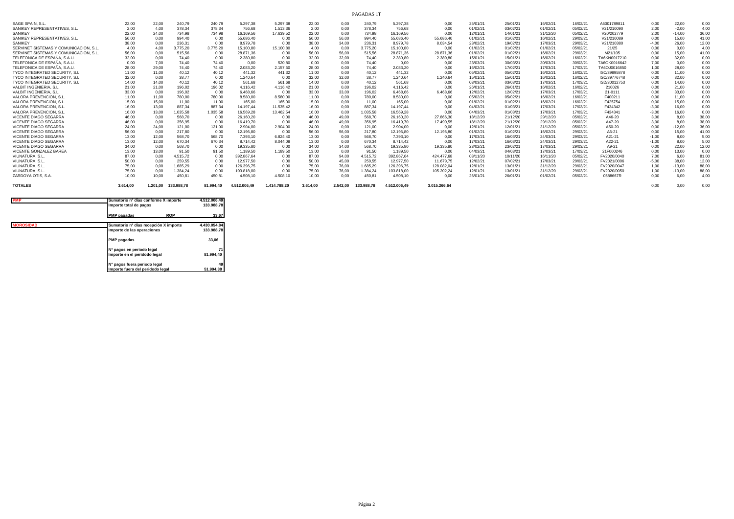PAGADAS 1T

| | | | | | | | | | | | | | | | | | | | | |
|---|---|---|---|---|---|---|---|---|---|---|---|---|---|---|---|---|---|---|---|---|
| SAGE SPAIN, S.L. | 22,00 | 22,00 | 240,79 | 240,79 | 5.297,38 | 5.297,38 | 22,00 | 0,00 | 240,79 | 5.297,38 | 0,00 | 25/01/21 | 25/01/21 | 16/02/21 | 16/02/21 | A6001789811 | 0,00 | 22,00 | 0,00 |
| SANIKEY REPRESENTATIVES, S.L. | 2,00 | 4,00 | 378,34 | 378,34 | 756,68 | 1.513,36 | 2,00 | 0,00 | 378,34 | 756,68 | 0,00 | 01/02/21 | 03/02/21 | 01/02/21 | 05/02/21 | V21/210090 | 2,00 | -2,00 | 4,00 |
| SANIKEY | 22,00 | 24,00 | 734,98 | 734,98 | 16.169,56 | 17.639,52 | 22,00 | 0,00 | 734,98 | 16.169,56 | 0,00 | 12/01/21 | 14/01/21 | 31/12/20 | 05/02/21 | V20/202779 | 2,00 | -14,00 | 36,00 |
| SANIKEY REPRESENTATIVES, S.L. | 56,00 | 0,00 | 994,40 | 0,00 | 55.686,40 | 0,00 | 56,00 | 56,00 | 994,40 | 55.686,40 | 55.686,40 | 01/02/21 | 01/02/21 | 16/02/21 | 29/03/21 | V21/210089 | 0,00 | 15,00 | 41,00 |
| SANIKEY | 38,00 | 0,00 | 236,31 | 0,00 | 8.979,78 | 0,00 | 38,00 | 34,00 | 236,31 | 8.979,78 | 8.034,54 | 23/02/21 | 19/02/21 | 17/03/21 | 29/03/21 | V21/210380 | -4,00 | 26,00 | 12,00 |
| SERVINET SISTEMAS Y COMUNICACION, S.L. | 4,00 | 4,00 | 3.775,20 | 3.775,20 | 15.100,80 | 15.100,80 | 4,00 | 0,00 | 3.775,20 | 15.100,80 | 0,00 | 01/02/21 | 01/02/21 | 01/02/21 | 05/02/21 | 21/25 | 0,00 | 0,00 | 4,00 |
| SERVINET SISTEMAS Y COMUNICACION, S.L. | 56,00 | 0,00 | 515,56 | 0,00 | 28.871,36 | 0,00 | 56,00 | 56,00 | 515,56 | 28.871,36 | 28.871,36 | 01/02/21 | 01/02/21 | 16/02/21 | 29/03/21 | M21/105 | 0,00 | 15,00 | 41,00 |
| TELEFONICA DE ESPAÑA, S.A.U. | 32,00 | 0,00 | 74,40 | 0,00 | 2.380,80 | 0,00 | 32,00 | 32,00 | 74,40 | 2.380,80 | 2.380,80 | 15/01/21 | 15/01/21 | 16/02/21 | 16/02/21 | TA6KN0017210 | 0,00 | 32,00 | 0,00 |
| TELEFONICA DE ESPAÑA, S.A.U. | 0,00 | 7,00 | 74,40 | 74,40 | 0,00 | 520,80 | 0,00 | 0,00 | 74,40 | 0,00 | 0,00 | 23/03/21 | 30/03/21 | 30/03/21 | 30/03/21 | TA6OK0016642 | 7,00 | 0,00 | 0,00 |
| TELEFONICA DE ESPAÑA, S.A.U. | 28,00 | 29,00 | 74,40 | 74,40 | 2.083,20 | 2.157,60 | 28,00 | 0,00 | 74,40 | 2.083,20 | 0,00 | 16/02/21 | 17/02/21 | 17/03/21 | 17/03/21 | TA6OJ0016850 | 1,00 | 28,00 | 0,00 |
| TYCO INTEGRATED SECURITY, S.L. | 11,00 | 11,00 | 40,12 | 40,12 | 441,32 | 441,32 | 11,00 | 0,00 | 40,12 | 441,32 | 0,00 | 05/02/21 | 05/02/21 | 16/02/21 | 16/02/21 | ISC/39895878 | 0,00 | 11,00 | 0,00 |
| TYCO INTEGRATED SECURITY, S.L. | 32,00 | 0,00 | 38,77 | 0,00 | 1.240,64 | 0,00 | 32,00 | 32,00 | 38,77 | 1.240,64 | 1.240,64 | 15/01/21 | 15/01/21 | 16/02/21 | 16/02/21 | ISC/39776748 | 0,00 | 32,00 | 0,00 |
| TYCO INTEGRATED SECURITY, S.L. | 14,00 | 14,00 | 40,12 | 40,12 | 561,68 | 561,68 | 14,00 | 0,00 | 40,12 | 561,68 | 0,00 | 03/03/21 | 03/03/21 | 17/03/21 | 17/03/21 | ISD/30012753 | 0,00 | 14,00 | 0,00 |
| VALBIT INGENIERIA, S.L. | 21,00 | 21,00 | 196,02 | 196,02 | 4.116,42 | 4.116,42 | 21,00 | 0,00 | 196,02 | 4.116,42 | 0,00 | 26/01/21 | 26/01/21 | 16/02/21 | 16/02/21 | 210026 | 0,00 | 21,00 | 0,00 |
| VALBIT INGENIERIA, S.L. | 33,00 | 0,00 | 196,02 | 0,00 | 6.468,66 | 0,00 | 33,00 | 33,00 | 196,02 | 6.468,66 | 6.468,66 | 12/02/21 | 12/02/21 | 17/03/21 | 17/03/21 | 21-0111 | 0,00 | 33,00 | 0,00 |
| VALORA PREVENCION, S.L. | 11,00 | 11,00 | 780,00 | 780,00 | 8.580,00 | 8.580,00 | 11,00 | 0,00 | 780,00 | 8.580,00 | 0,00 | 05/02/21 | 05/02/21 | 16/02/21 | 16/02/21 | F400211 | 0,00 | 11,00 | 0,00 |
| VALORA PREVENCION, S.L. | 15,00 | 15,00 | 11,00 | 11,00 | 165,00 | 165,00 | 15,00 | 0,00 | 11,00 | 165,00 | 0,00 | 01/02/21 | 01/02/21 | 16/02/21 | 16/02/21 | F425754 | 0,00 | 15,00 | 0,00 |
| VALORA PREVENCION, S.L. | 16,00 | 13,00 | 887,34 | 887,34 | 14.197,44 | 11.535,42 | 16,00 | 0,00 | 887,34 | 14.197,44 | 0,00 | 04/03/21 | 01/03/21 | 17/03/21 | 17/03/21 | F434342 | -3,00 | 16,00 | 0,00 |
| VALORA PREVENCION, S.L. | 16,00 | 13,00 | 1.035,58 | 1.035,58 | 16.569,28 | 13.462,54 | 16,00 | 0,00 | 1.035,58 | 16.569,28 | 0,00 | 04/03/21 | 01/03/21 | 17/03/21 | 17/03/21 | F434341 | -3,00 | 16,00 | 0,00 |
| VICENTE DIAGO SEGARRA | 46,00 | 0,00 | 568,70 | 0,00 | 26.160,20 | 0,00 | 46,00 | 49,00 | 568,70 | 26.160,20 | 27.866,30 | 18/12/20 | 21/12/20 | 29/12/20 | 05/02/21 | A46-20 | 3,00 | 8,00 | 38,00 |
| VICENTE DIAGO SEGARRA | 46,00 | 0,00 | 356,95 | 0,00 | 16.419,70 | 0,00 | 46,00 | 49,00 | 356,95 | 16.419,70 | 17.490,55 | 18/12/20 | 21/12/20 | 29/12/20 | 05/02/21 | A47-20 | 3,00 | 8,00 | 38,00 |
| VICENTE DIAGO SEGARRA | 24,00 | 24,00 | 121,00 | 121,00 | 2.904,00 | 2.904,00 | 24,00 | 0,00 | 121,00 | 2.904,00 | 0,00 | 12/01/21 | 12/01/21 | 31/12/20 | 05/02/21 | A50-20 | 0,00 | -12,00 | 36,00 |
| VICENTE DIAGO SEGARRA | 56,00 | 0,00 | 217,80 | 0,00 | 12.196,80 | 0,00 | 56,00 | 56,00 | 217,80 | 12.196,80 | 12.196,80 | 01/02/21 | 01/02/21 | 16/02/21 | 29/03/21 | A6-21 | 0,00 | 15,00 | 41,00 |
| VICENTE DIAGO SEGARRA | 13,00 | 12,00 | 568,70 | 568,70 | 7.393,10 | 6.824,40 | 13,00 | 0,00 | 568,70 | 7.393,10 | 0,00 | 17/03/21 | 16/03/21 | 24/03/21 | 29/03/21 | A21-21 | -1,00 | 8,00 | 5,00 |
| VICENTE DIAGO SEGARRA | 13,00 | 12,00 | 670,34 | 670,34 | 8.714,42 | 8.044,08 | 13,00 | 0,00 | 670,34 | 8.714,42 | 0,00 | 17/03/21 | 16/03/21 | 24/03/21 | 29/03/21 | A22-21 | -1,00 | 8,00 | 5,00 |
| VICENTE DIAGO SEGARRA | 34,00 | 0,00 | 568,70 | 0,00 | 19.335,80 | 0,00 | 34,00 | 34,00 | 568,70 | 19.335,80 | 19.335,80 | 23/02/21 | 23/02/21 | 17/03/21 | 29/03/21 | A9-21 | 0,00 | 22,00 | 12,00 |
| VICENTE GONZALEZ BAREA | 13,00 | 13,00 | 91,50 | 91,50 | 1.189,50 | 1.189,50 | 13,00 | 0,00 | 91,50 | 1.189,50 | 0,00 | 04/03/21 | 04/03/21 | 17/03/21 | 17/03/21 | 21F000246 | 0,00 | 13,00 | 0,00 |
| VIUNATURA, S.L. | 87,00 | 0,00 | 4.515,72 | 0,00 | 392.867,64 | 0,00 | 87,00 | 94,00 | 4.515,72 | 392.867,64 | 424.477,68 | 03/11/20 | 10/11/20 | 16/11/20 | 05/02/21 | FV2020/0040 | 7,00 | 6,00 | 81,00 |
| VIUNATURA, S.L. | 50,00 | 0,00 | 259,55 | 0,00 | 12.977,50 | 0,00 | 50,00 | 45,00 | 259,55 | 12.977,50 | 11.679,75 | 12/02/21 | 07/02/21 | 17/03/21 | 29/03/21 | FV2021/0006 | -5,00 | 38,00 | 12,00 |
| VIUNATURA, S.L. | 75,00 | 0,00 | 1.685,29 | 0,00 | 126.396,75 | 0,00 | 75,00 | 76,00 | 1.685,29 | 126.396,75 | 128.082,04 | 12/01/21 | 13/01/21 | 31/12/20 | 29/03/21 | FV2020/0047 | 1,00 | -13,00 | 88,00 |
| VIUNATURA, S.L. | 75,00 | 0,00 | 1.384,24 | 0,00 | 103.818,00 | 0,00 | 75,00 | 76,00 | 1.384,24 | 103.818,00 | 105.202,24 | 12/01/21 | 13/01/21 | 31/12/20 | 29/03/21 | FV2020/0050 | 1,00 | -13,00 | 88,00 |
| ZARDOYA OTIS, S.A. | 10,00 | 10,00 | 450,81 | 450,81 | 4.508,10 | 4.508,10 | 10,00 | 0,00 | 450,81 | 4.508,10 | 0,00 | 26/01/21 | 26/01/21 | 01/02/21 | 05/02/21 | 0588667R | 0,00 | 6,00 | 4,00 |
| **TOTALES** | **3.614,00** | **1.201,00** | **133.988,78** | **81.994,40** | **4.512.006,49** | **1.414.788,20** | **3.614,00** | **2.542,00** | **133.988,78** | **4.512.006,49** | **3.015.266,64** | | | | | | 0,00 | 0,00 | 0,00 |

| | | |
|---|---|---|
| **PMP** | **Sumatorio nº días conforme X importe** | **4.512.006,49** |
| | **Importe total de pagos** | **133.988,78** |
| | **PMP pagadas ROP** | **33,67** |
| **MOROSIDAD** | **Sumatorio nº días recepción X importe** | **4.430.054,84** |
| | **Importe de las operaciones** | **133.988,78** |
| | **PMP pagadas** | **33,06** |
| | **Nº pagos en periodo legal** | **71** |
| | **Importe en el peridodo legal** | **81.994,40** |
| | **Nº pagos fuera periodo legal** | **49** |
| | **Importe fuera del peridodo legal** | **51.994,38** |